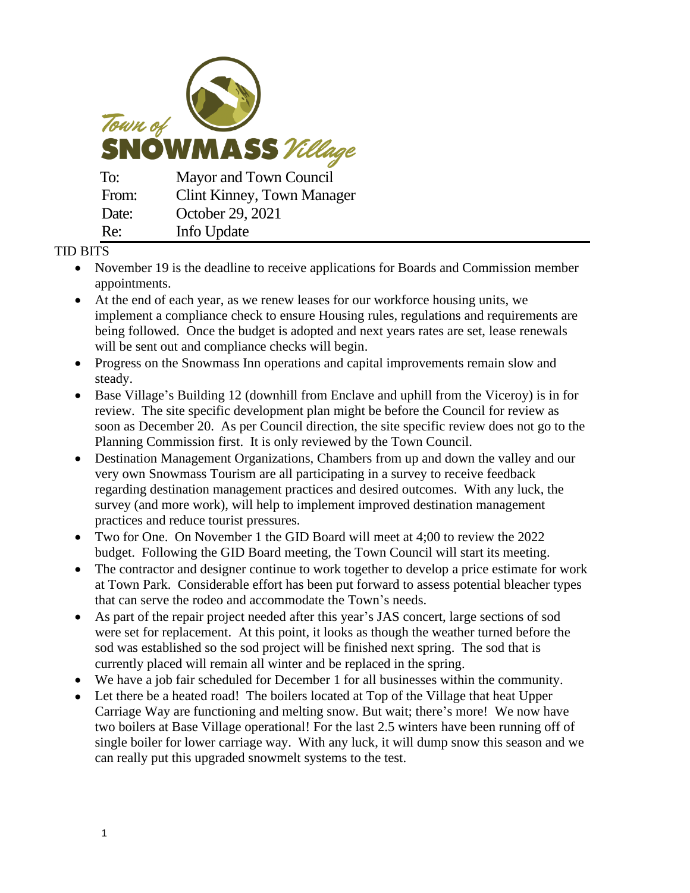**Town of SNOWMASS Village**

| | |
|---|---|
| To: | Mayor and Town Council |
| From: | Clint Kinney, Town Manager |
| Date: | October 29, 2021 |
| Re: | Info Update |

TID BITS

- November 19 is the deadline to receive applications for Boards and Commission member appointments.
- At the end of each year, as we renew leases for our workforce housing units, we implement a compliance check to ensure Housing rules, regulations and requirements are being followed. Once the budget is adopted and next years rates are set, lease renewals will be sent out and compliance checks will begin.
- Progress on the Snowmass Inn operations and capital improvements remain slow and steady.
- Base Village's Building 12 (downhill from Enclave and uphill from the Viceroy) is in for review. The site specific development plan might be before the Council for review as soon as December 20. As per Council direction, the site specific review does not go to the Planning Commission first. It is only reviewed by the Town Council.
- Destination Management Organizations, Chambers from up and down the valley and our very own Snowmass Tourism are all participating in a survey to receive feedback regarding destination management practices and desired outcomes. With any luck, the survey (and more work), will help to implement improved destination management practices and reduce tourist pressures.
- Two for One. On November 1 the GID Board will meet at 4;00 to review the 2022 budget. Following the GID Board meeting, the Town Council will start its meeting.
- The contractor and designer continue to work together to develop a price estimate for work at Town Park. Considerable effort has been put forward to assess potential bleacher types that can serve the rodeo and accommodate the Town's needs.
- As part of the repair project needed after this year's JAS concert, large sections of sod were set for replacement. At this point, it looks as though the weather turned before the sod was established so the sod project will be finished next spring. The sod that is currently placed will remain all winter and be replaced in the spring.
- We have a job fair scheduled for December 1 for all businesses within the community.
- Let there be a heated road! The boilers located at Top of the Village that heat Upper Carriage Way are functioning and melting snow. But wait; there's more! We now have two boilers at Base Village operational! For the last 2.5 winters have been running off of single boiler for lower carriage way. With any luck, it will dump snow this season and we can really put this upgraded snowmelt systems to the test.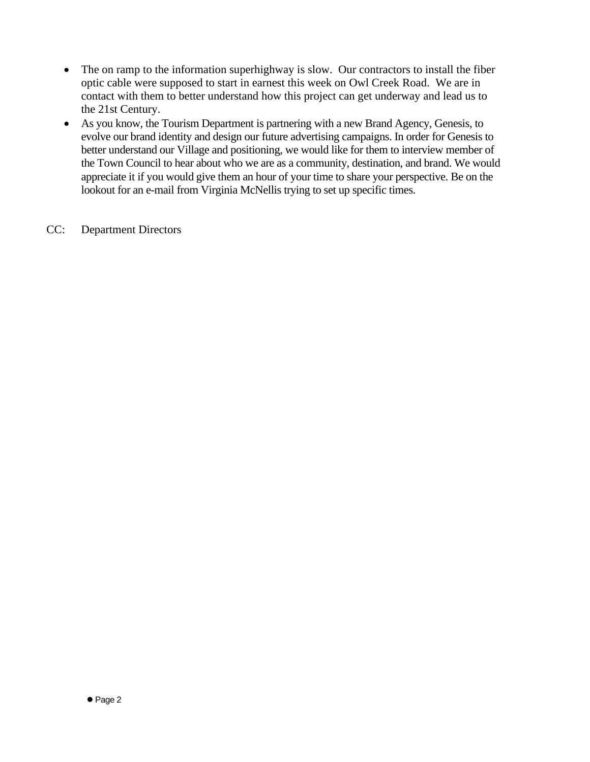- The on ramp to the information superhighway is slow.  Our contractors to install the fiber optic cable were supposed to start in earnest this week on Owl Creek Road.  We are in contact with them to better understand how this project can get underway and lead us to the 21st Century.
- As you know, the Tourism Department is partnering with a new Brand Agency, Genesis, to evolve our brand identity and design our future advertising campaigns. In order for Genesis to better understand our Village and positioning, we would like for them to interview member of the Town Council to hear about who we are as a community, destination, and brand. We would appreciate it if you would give them an hour of your time to share your perspective. Be on the lookout for an e-mail from Virginia McNellis trying to set up specific times.

CC: Department Directors